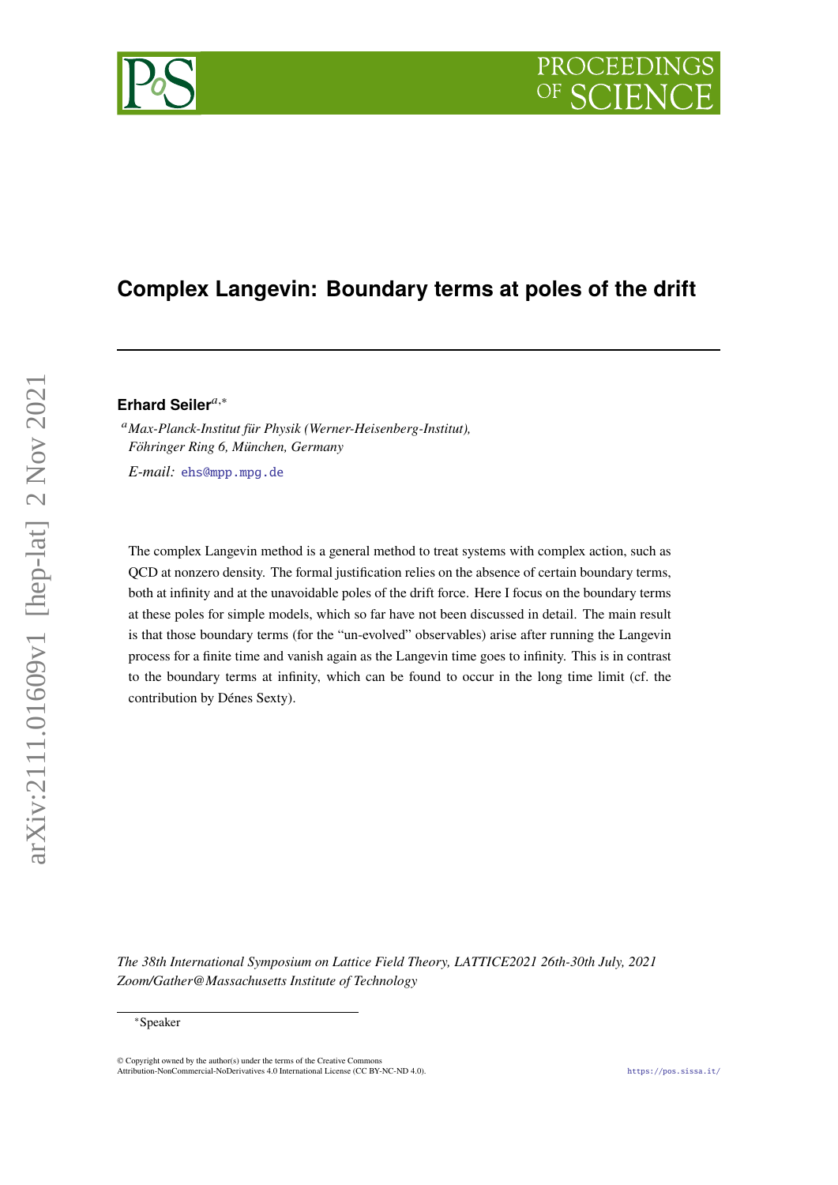# Complex Langevin: Boundary terms at poles of the drift

**Erhard Seiler**[a,*]

[a] *Max-Planck-Institut für Physik (Werner-Heisenberg-Institut), Föhringer Ring 6, München, Germany*

*E-mail:* ehs@mpp.mpg.de

The complex Langevin method is a general method to treat systems with complex action, such as QCD at nonzero density. The formal justification relies on the absence of certain boundary terms, both at infinity and at the unavoidable poles of the drift force. Here I focus on the boundary terms at these poles for simple models, which so far have not been discussed in detail. The main result is that those boundary terms (for the "un-evolved" observables) arise after running the Langevin process for a finite time and vanish again as the Langevin time goes to infinity. This is in contrast to the boundary terms at infinity, which can be found to occur in the long time limit (cf. the contribution by Dénes Sexty).

*The 38th International Symposium on Lattice Field Theory, LATTICE2021 26th-30th July, 2021 Zoom/Gather@Massachusetts Institute of Technology*

[*] Speaker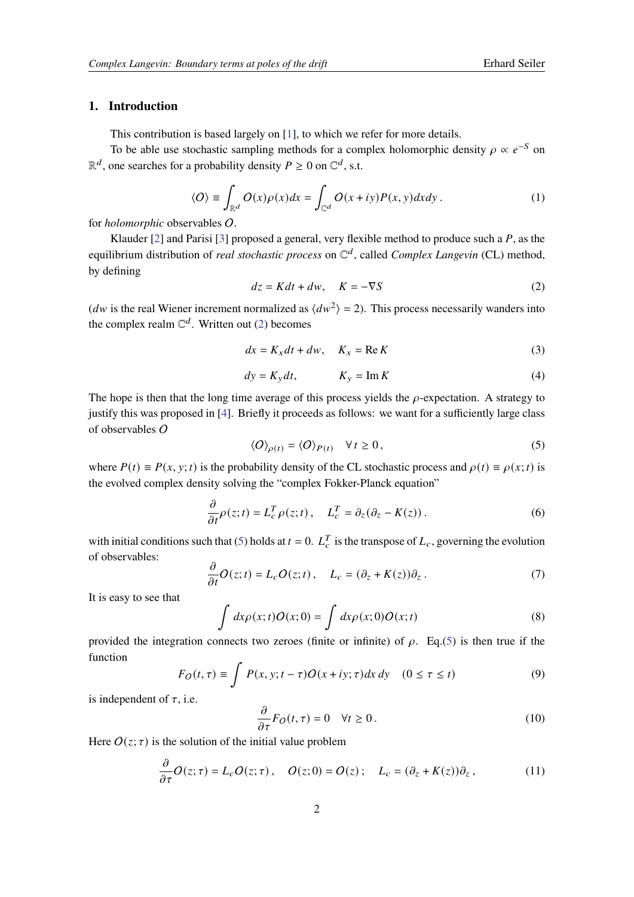## 1. Introduction

This contribution is based largely on [1], to which we refer for more details.

To be able use stochastic sampling methods for a complex holomorphic density $\rho \propto e^{-S}$ on $\mathbb{R}^d$, one searches for a probability density $P \geq 0$ on $\mathbb{C}^d$, s.t.

$$\langle O \rangle \equiv \int_{\mathbb{R}^d} O(x)\rho(x)dx = \int_{\mathbb{C}^d} O(x+iy)P(x,y)dxdy\,. \tag{1}$$

for *holomorphic* observables $O$.

Klauder [2] and Parisi [3] proposed a general, very flexible method to produce such a $P$, as the equilibrium distribution of *real stochastic process* on $\mathbb{C}^d$, called *Complex Langevin* (CL) method, by defining

$$dz = K dt + dw, \quad K = -\nabla S \tag{2}$$

($dw$ is the real Wiener increment normalized as $\langle dw^2 \rangle = 2$). This process necessarily wanders into the complex realm $\mathbb{C}^d$. Written out (2) becomes

$$dx = K_x dt + dw, \quad K_x = \operatorname{Re} K \tag{3}$$

$$dy = K_y dt, \qquad K_y = \operatorname{Im} K \tag{4}$$

The hope is then that the long time average of this process yields the $\rho$-expectation. A strategy to justify this was proposed in [4]. Briefly it proceeds as follows: we want for a sufficiently large class of observables $O$

$$\langle O \rangle_{\rho(t)} = \langle O \rangle_{P(t)} \quad \forall\, t \geq 0\,, \tag{5}$$

where $P(t) \equiv P(x,y;t)$ is the probability density of the CL stochastic process and $\rho(t) \equiv \rho(x;t)$ is the evolved complex density solving the "complex Fokker-Planck equation"

$$\frac{\partial}{\partial t}\rho(z;t) = L_c^T \rho(z;t)\,, \quad L_c^T = \partial_z(\partial_z - K(z))\,. \tag{6}$$

with initial conditions such that (5) holds at $t = 0$. $L_c^T$ is the transpose of $L_c$, governing the evolution of observables:

$$\frac{\partial}{\partial t}O(z;t) = L_c O(z;t)\,, \quad L_c = (\partial_z + K(z))\partial_z\,. \tag{7}$$

It is easy to see that

$$\int dx \rho(x;t) O(x;0) = \int dx \rho(x;0) O(x;t) \tag{8}$$

provided the integration connects two zeroes (finite or infinite) of $\rho$. Eq.(5) is then true if the function

$$F_O(t,\tau) \equiv \int P(x,y;t-\tau) O(x+iy;\tau) dx\, dy \quad (0 \leq \tau \leq t) \tag{9}$$

is independent of $\tau$, i.e.

$$\frac{\partial}{\partial \tau} F_O(t,\tau) = 0 \quad \forall t \geq 0\,. \tag{10}$$

Here $O(z;\tau)$ is the solution of the initial value problem

$$\frac{\partial}{\partial \tau}O(z;\tau) = L_c O(z;\tau)\,, \quad O(z;0) = O(z)\,; \quad L_c = (\partial_z + K(z))\partial_z\,, \tag{11}$$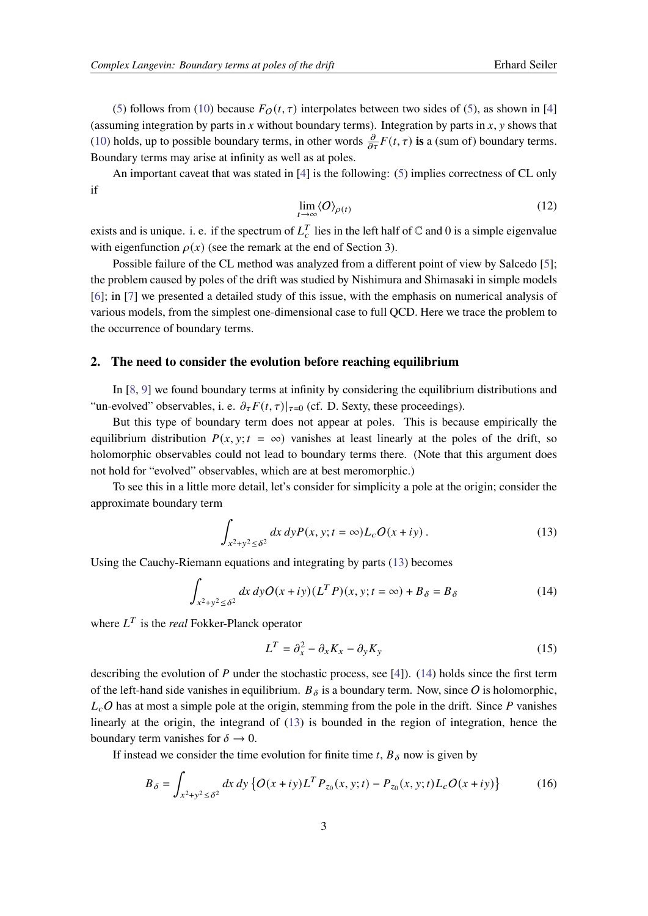(5) follows from (10) because $F_O(t, \tau)$ interpolates between two sides of (5), as shown in [4] (assuming integration by parts in $x$ without boundary terms). Integration by parts in $x$, $y$ shows that (10) holds, up to possible boundary terms, in other words $\frac{\partial}{\partial \tau} F(t, \tau)$ **is** a (sum of) boundary terms. Boundary terms may arise at infinity as well as at poles.

An important caveat that was stated in [4] is the following: (5) implies correctness of CL only if

$$\lim_{t \to \infty} \langle O \rangle_{\rho(t)} \tag{12}$$

exists and is unique. i. e. if the spectrum of $L_c^T$ lies in the left half of $\mathbb{C}$ and 0 is a simple eigenvalue with eigenfunction $\rho(x)$ (see the remark at the end of Section 3).

Possible failure of the CL method was analyzed from a different point of view by Salcedo [5]; the problem caused by poles of the drift was studied by Nishimura and Shimasaki in simple models [6]; in [7] we presented a detailed study of this issue, with the emphasis on numerical analysis of various models, from the simplest one-dimensional case to full QCD. Here we trace the problem to the occurrence of boundary terms.

## 2. The need to consider the evolution before reaching equilibrium

In [8, 9] we found boundary terms at infinity by considering the equilibrium distributions and "un-evolved" observables, i. e. $\partial_\tau F(t, \tau)|_{\tau=0}$ (cf. D. Sexty, these proceedings).

But this type of boundary term does not appear at poles. This is because empirically the equilibrium distribution $P(x, y; t = \infty)$ vanishes at least linearly at the poles of the drift, so holomorphic observables could not lead to boundary terms there. (Note that this argument does not hold for "evolved" observables, which are at best meromorphic.)

To see this in a little more detail, let's consider for simplicity a pole at the origin; consider the approximate boundary term

$$\int_{x^2+y^2 \leq \delta^2} dx\, dy P(x, y; t = \infty) L_c O(x + iy)\,. \tag{13}$$

Using the Cauchy-Riemann equations and integrating by parts (13) becomes

$$\int_{x^2+y^2 \leq \delta^2} dx\, dy O(x + iy)(L^T P)(x, y; t = \infty) + B_\delta = B_\delta \tag{14}$$

where $L^T$ is the *real* Fokker-Planck operator

$$L^T = \partial_x^2 - \partial_x K_x - \partial_y K_y \tag{15}$$

describing the evolution of $P$ under the stochastic process, see [4]). (14) holds since the first term of the left-hand side vanishes in equilibrium. $B_\delta$ is a boundary term. Now, since $O$ is holomorphic, $L_c O$ has at most a simple pole at the origin, stemming from the pole in the drift. Since $P$ vanishes linearly at the origin, the integrand of (13) is bounded in the region of integration, hence the boundary term vanishes for $\delta \to 0$.

If instead we consider the time evolution for finite time $t$, $B_\delta$ now is given by

$$B_\delta = \int_{x^2+y^2 \leq \delta^2} dx\, dy \left\{ O(x + iy) L^T P_{z_0}(x, y; t) - P_{z_0}(x, y; t) L_c O(x + iy) \right\} \tag{16}$$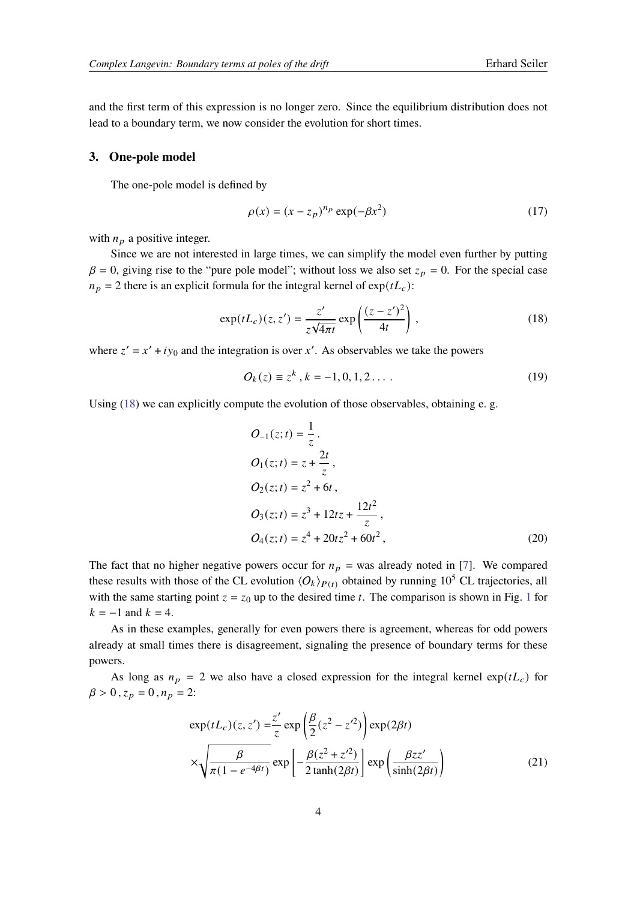and the first term of this expression is no longer zero. Since the equilibrium distribution does not lead to a boundary term, we now consider the evolution for short times.

## 3. One-pole model

The one-pole model is defined by

$$\rho(x) = (x - z_p)^{n_p} \exp(-\beta x^2) \tag{17}$$

with $n_p$ a positive integer.

Since we are not interested in large times, we can simplify the model even further by putting $\beta = 0$, giving rise to the "pure pole model"; without loss we also set $z_p = 0$. For the special case $n_p = 2$ there is an explicit formula for the integral kernel of $\exp(tL_c)$:

$$\exp(tL_c)(z, z') = \frac{z'}{z\sqrt{4\pi t}} \exp\left(\frac{(z - z')^2}{4t}\right), \tag{18}$$

where $z' = x' + iy_0$ and the integration is over $x'$. As observables we take the powers

$$O_k(z) \equiv z^k, k = -1, 0, 1, 2 \dots . \tag{19}$$

Using (18) we can explicitly compute the evolution of those observables, obtaining e. g.

$$\begin{aligned}
O_{-1}(z;t) &= \frac{1}{z}. \\
O_1(z;t) &= z + \frac{2t}{z}, \\
O_2(z;t) &= z^2 + 6t, \\
O_3(z;t) &= z^3 + 12tz + \frac{12t^2}{z}, \\
O_4(z;t) &= z^4 + 20tz^2 + 60t^2,
\end{aligned} \tag{20}$$

The fact that no higher negative powers occur for $n_p =$ was already noted in [7]. We compared these results with those of the CL evolution $\langle O_k \rangle_{P(t)}$ obtained by running $10^5$ CL trajectories, all with the same starting point $z = z_0$ up to the desired time $t$. The comparison is shown in Fig. 1 for $k = -1$ and $k = 4$.

As in these examples, generally for even powers there is agreement, whereas for odd powers already at small times there is disagreement, signaling the presence of boundary terms for these powers.

As long as $n_p = 2$ we also have a closed expression for the integral kernel $\exp(tL_c)$ for $\beta > 0, z_p = 0, n_p = 2$:

$$\begin{aligned}
\exp(tL_c)(z, z') =& \frac{z'}{z} \exp\left(\frac{\beta}{2}(z^2 - z'^2)\right) \exp(2\beta t) \\
&\times \sqrt{\frac{\beta}{\pi(1 - e^{-4\beta t})}} \exp\left[-\frac{\beta(z^2 + z'^2)}{2\tanh(2\beta t)}\right] \exp\left(\frac{\beta z z'}{\sinh(2\beta t)}\right)
\end{aligned} \tag{21}$$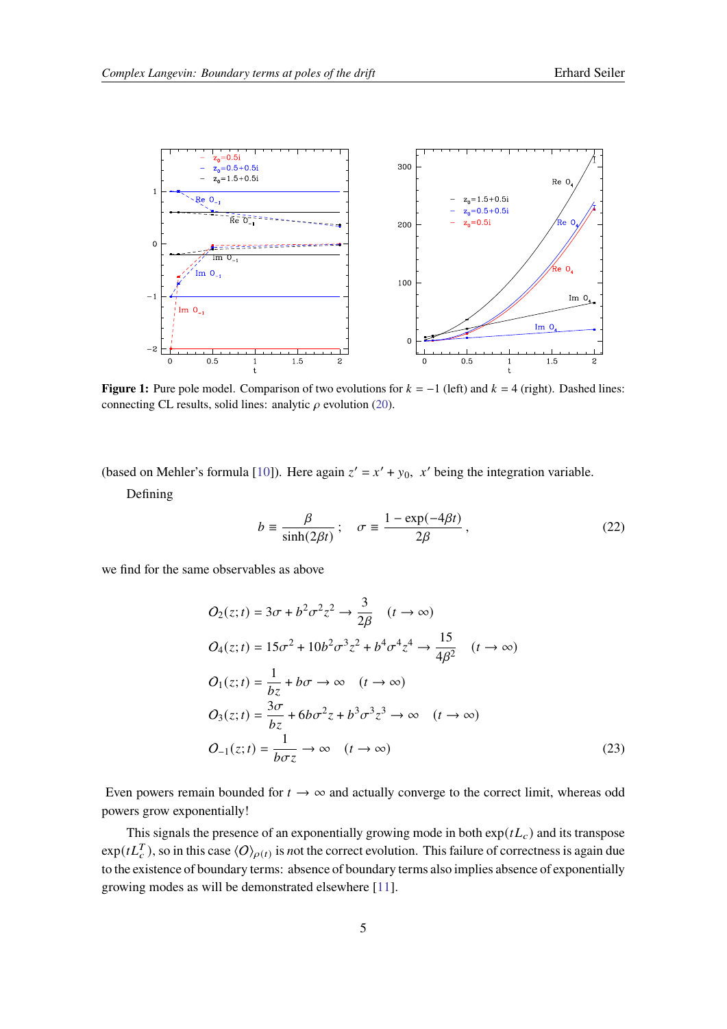**Figure 1:** Pure pole model. Comparison of two evolutions for $k = -1$ (left) and $k = 4$ (right). Dashed lines: connecting CL results, solid lines: analytic $\rho$ evolution (20).

(based on Mehler's formula [10]). Here again $z' = x' + y_0$, $x'$ being the integration variable.

Defining

$$b \equiv \frac{\beta}{\sinh(2\beta t)}\,; \quad \sigma \equiv \frac{1-\exp(-4\beta t)}{2\beta}\,, \tag{22}$$

we find for the same observables as above

$$\begin{aligned}
O_2(z;t) &= 3\sigma + b^2\sigma^2 z^2 \to \frac{3}{2\beta} \quad (t\to\infty)\\
O_4(z;t) &= 15\sigma^2 + 10 b^2\sigma^3 z^2 + b^4\sigma^4 z^4 \to \frac{15}{4\beta^2} \quad (t\to\infty)\\
O_1(z;t) &= \frac{1}{bz} + b\sigma \to \infty \quad (t\to\infty)\\
O_3(z;t) &= \frac{3\sigma}{bz} + 6b\sigma^2 z + b^3\sigma^3 z^3 \to \infty \quad (t\to\infty)\\
O_{-1}(z;t) &= \frac{1}{b\sigma z} \to \infty \quad (t\to\infty)
\end{aligned} \tag{23}$$

Even powers remain bounded for $t \to \infty$ and actually converge to the correct limit, whereas odd powers grow exponentially!

This signals the presence of an exponentially growing mode in both $\exp(tL_c)$ and its transpose $\exp(tL_c^T)$, so in this case $\langle O\rangle_{\rho(t)}$ is *not* the correct evolution. This failure of correctness is again due to the existence of boundary terms: absence of boundary terms also implies absence of exponentially growing modes as will be demonstrated elsewhere [11].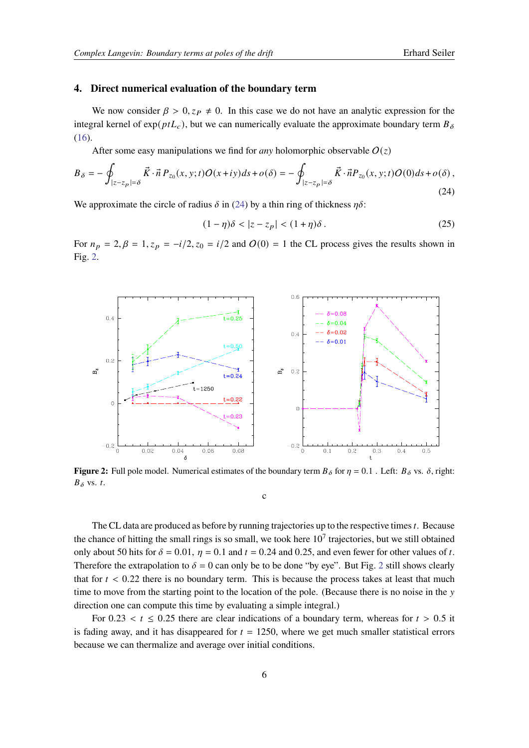## 4. Direct numerical evaluation of the boundary term

We now consider $\beta > 0, z_P \neq 0$. In this case we do not have an analytic expression for the integral kernel of $\exp(ptL_c)$, but we can numerically evaluate the approximate boundary term $B_\delta$ (16).

After some easy manipulations we find for *any* holomorphic observable $O(z)$

$$B_\delta = -\oint_{|z-z_p|=\delta} \vec{K}\cdot\vec{n}\, P_{z_0}(x,y;t)O(x+iy)ds + o(\delta) = -\oint_{|z-z_p|=\delta} \vec{K}\cdot\vec{n}P_{z_0}(x,y;t)O(0)ds + o(\delta)\,, \tag{24}$$

We approximate the circle of radius $\delta$ in (24) by a thin ring of thickness $\eta\delta$:

$$(1-\eta)\delta < |z - z_p| < (1+\eta)\delta\,. \tag{25}$$

For $n_p = 2, \beta = 1, z_p = -i/2, z_0 = i/2$ and $O(0) = 1$ the CL process gives the results shown in Fig. 2.

**Figure 2:** Full pole model. Numerical estimates of the boundary term $B_\delta$ for $\eta = 0.1$ . Left: $B_\delta$ vs. $\delta$, right: $B_\delta$ vs. $t$.

c

The CL data are produced as before by running trajectories up to the respective times $t$. Because the chance of hitting the small rings is so small, we took here $10^7$ trajectories, but we still obtained only about 50 hits for $\delta = 0.01$, $\eta = 0.1$ and $t = 0.24$ and 0.25, and even fewer for other values of $t$. Therefore the extrapolation to $\delta = 0$ can only be to be done "by eye". But Fig. 2 still shows clearly that for $t < 0.22$ there is no boundary term. This is because the process takes at least that much time to move from the starting point to the location of the pole. (Because there is no noise in the $y$ direction one can compute this time by evaluating a simple integral.)

For $0.23 < t \leq 0.25$ there are clear indications of a boundary term, whereas for $t > 0.5$ it is fading away, and it has disappeared for $t = 1250$, where we get much smaller statistical errors because we can thermalize and average over initial conditions.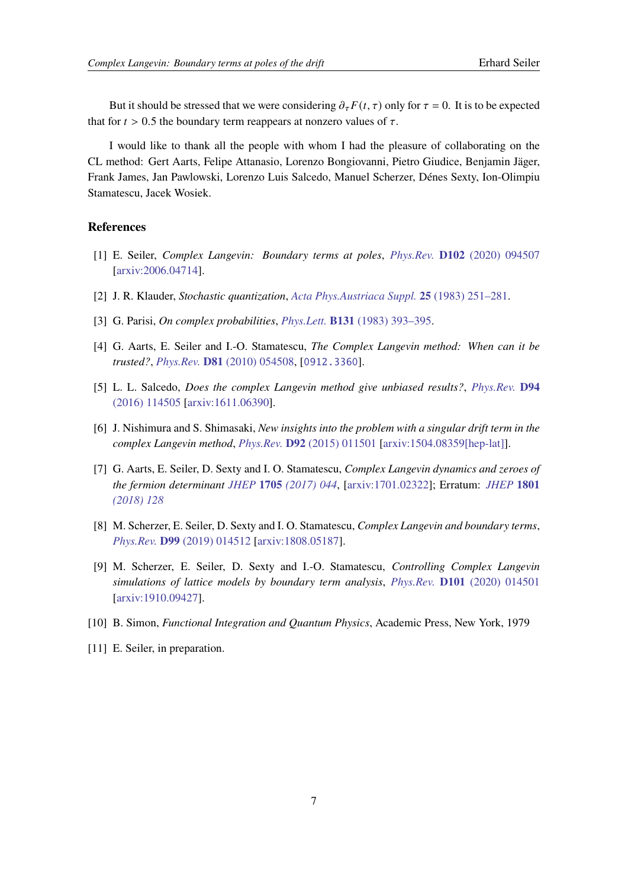But it should be stressed that we were considering $\partial_\tau F(t,\tau)$ only for $\tau = 0$. It is to be expected that for $t > 0.5$ the boundary term reappears at nonzero values of $\tau$.

I would like to thank all the people with whom I had the pleasure of collaborating on the CL method: Gert Aarts, Felipe Attanasio, Lorenzo Bongiovanni, Pietro Giudice, Benjamin Jäger, Frank James, Jan Pawlowski, Lorenzo Luis Salcedo, Manuel Scherzer, Dénes Sexty, Ion-Olimpiu Stamatescu, Jacek Wosiek.

## References

[1] E. Seiler, *Complex Langevin: Boundary terms at poles*, *Phys.Rev.* **D102** (2020) 094507 [arxiv:2006.04714].

[2] J. R. Klauder, *Stochastic quantization*, *Acta Phys.Austriaca Suppl.* **25** (1983) 251–281.

[3] G. Parisi, *On complex probabilities*, *Phys.Lett.* **B131** (1983) 393–395.

[4] G. Aarts, E. Seiler and I.-O. Stamatescu, *The Complex Langevin method: When can it be trusted?*, *Phys.Rev.* **D81** (2010) 054508, [0912.3360].

[5] L. L. Salcedo, *Does the complex Langevin method give unbiased results?*, *Phys.Rev.* **D94** (2016) 114505 [arxiv:1611.06390].

[6] J. Nishimura and S. Shimasaki, *New insights into the problem with a singular drift term in the complex Langevin method*, *Phys.Rev.* **D92** (2015) 011501 [arxiv:1504.08359[hep-lat]].

[7] G. Aarts, E. Seiler, D. Sexty and I. O. Stamatescu, *Complex Langevin dynamics and zeroes of the fermion determinant* *JHEP* **1705** *(2017) 044*, [arxiv:1701.02322]; Erratum: *JHEP* **1801** *(2018) 128*

[8] M. Scherzer, E. Seiler, D. Sexty and I. O. Stamatescu, *Complex Langevin and boundary terms*, *Phys.Rev.* **D99** (2019) 014512 [arxiv:1808.05187].

[9] M. Scherzer, E. Seiler, D. Sexty and I.-O. Stamatescu, *Controlling Complex Langevin simulations of lattice models by boundary term analysis*, *Phys.Rev.* **D101** (2020) 014501 [arxiv:1910.09427].

[10] B. Simon, *Functional Integration and Quantum Physics*, Academic Press, New York, 1979

[11] E. Seiler, in preparation.